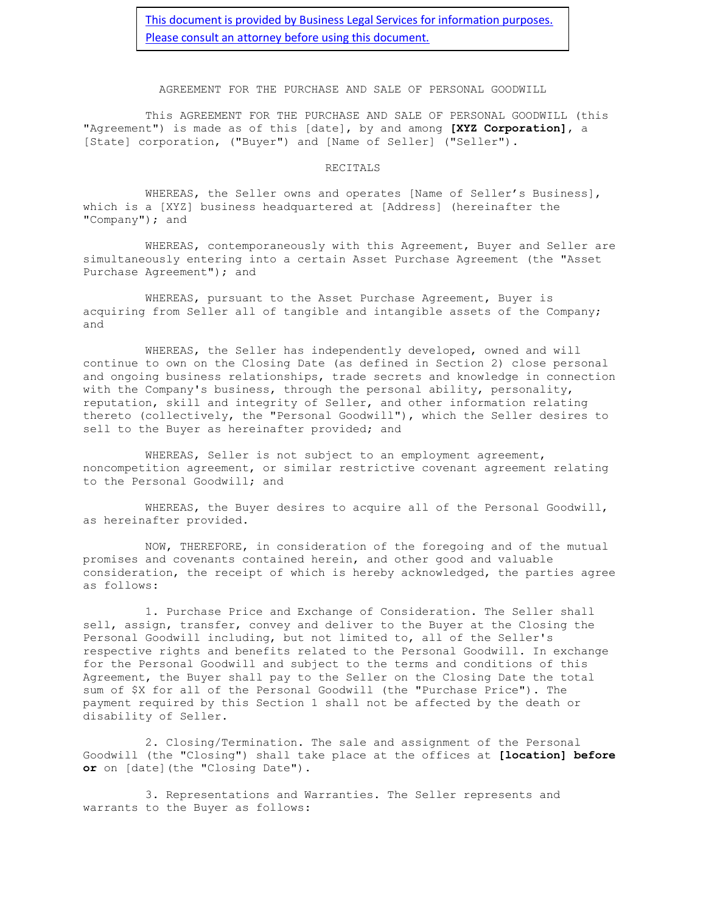This document is provided by Business Legal Services for information purposes. Please consult an attorney before using this document.

# AGREEMENT FOR THE PURCHASE AND SALE OF PERSONAL GOODWILL

This AGREEMENT FOR THE PURCHASE AND SALE OF PERSONAL GOODWILL (this "Agreement") is made as of this [date], by and among **[XYZ Corporation]**, a [State] corporation, ("Buyer") and [Name of Seller] ("Seller").

## RECITALS

WHEREAS, the Seller owns and operates [Name of Seller's Business], which is a [XYZ] business headquartered at [Address] (hereinafter the "Company"); and

WHEREAS, contemporaneously with this Agreement, Buyer and Seller are simultaneously entering into a certain Asset Purchase Agreement (the "Asset Purchase Agreement"); and

WHEREAS, pursuant to the Asset Purchase Agreement, Buyer is acquiring from Seller all of tangible and intangible assets of the Company; and

WHEREAS, the Seller has independently developed, owned and will continue to own on the Closing Date (as defined in Section 2) close personal and ongoing business relationships, trade secrets and knowledge in connection with the Company's business, through the personal ability, personality, reputation, skill and integrity of Seller, and other information relating thereto (collectively, the "Personal Goodwill"), which the Seller desires to sell to the Buyer as hereinafter provided; and

WHEREAS, Seller is not subject to an employment agreement, noncompetition agreement, or similar restrictive covenant agreement relating to the Personal Goodwill; and

WHEREAS, the Buyer desires to acquire all of the Personal Goodwill, as hereinafter provided.

NOW, THEREFORE, in consideration of the foregoing and of the mutual promises and covenants contained herein, and other good and valuable consideration, the receipt of which is hereby acknowledged, the parties agree as follows:

1. Purchase Price and Exchange of Consideration. The Seller shall sell, assign, transfer, convey and deliver to the Buyer at the Closing the Personal Goodwill including, but not limited to, all of the Seller's respective rights and benefits related to the Personal Goodwill. In exchange for the Personal Goodwill and subject to the terms and conditions of this Agreement, the Buyer shall pay to the Seller on the Closing Date the total sum of $X for all of the Personal Goodwill (the "Purchase Price"). The payment required by this Section 1 shall not be affected by the death or disability of Seller.

2. Closing/Termination. The sale and assignment of the Personal Goodwill (the "Closing") shall take place at the offices at **[location] before or** on [date](the "Closing Date").

3. Representations and Warranties. The Seller represents and warrants to the Buyer as follows: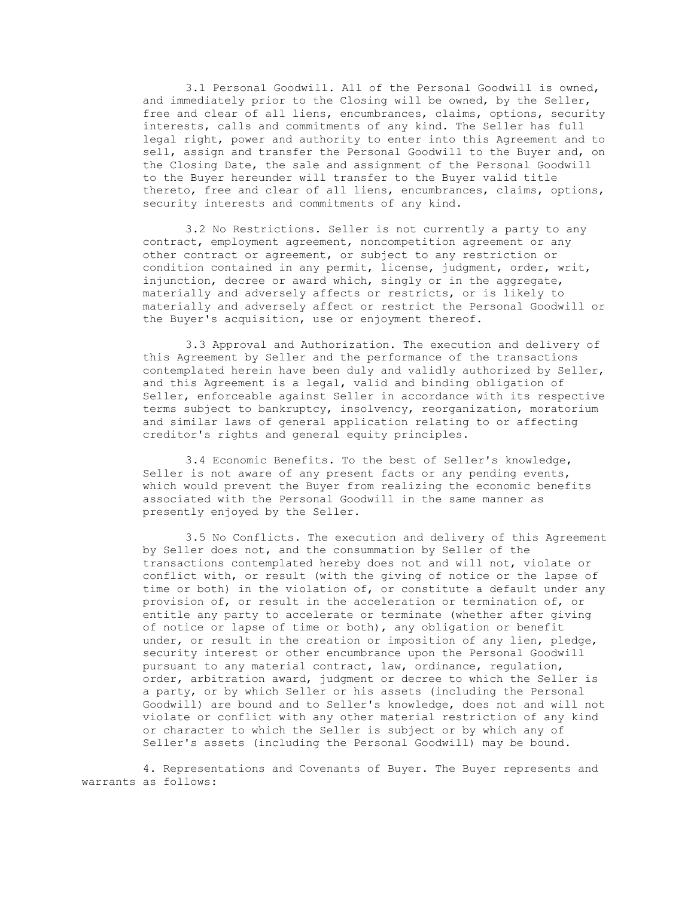3.1 Personal Goodwill. All of the Personal Goodwill is owned, and immediately prior to the Closing will be owned, by the Seller, free and clear of all liens, encumbrances, claims, options, security interests, calls and commitments of any kind. The Seller has full legal right, power and authority to enter into this Agreement and to sell, assign and transfer the Personal Goodwill to the Buyer and, on the Closing Date, the sale and assignment of the Personal Goodwill to the Buyer hereunder will transfer to the Buyer valid title thereto, free and clear of all liens, encumbrances, claims, options, security interests and commitments of any kind.

3.2 No Restrictions. Seller is not currently a party to any contract, employment agreement, noncompetition agreement or any other contract or agreement, or subject to any restriction or condition contained in any permit, license, judgment, order, writ, injunction, decree or award which, singly or in the aggregate, materially and adversely affects or restricts, or is likely to materially and adversely affect or restrict the Personal Goodwill or the Buyer's acquisition, use or enjoyment thereof.

3.3 Approval and Authorization. The execution and delivery of this Agreement by Seller and the performance of the transactions contemplated herein have been duly and validly authorized by Seller, and this Agreement is a legal, valid and binding obligation of Seller, enforceable against Seller in accordance with its respective terms subject to bankruptcy, insolvency, reorganization, moratorium and similar laws of general application relating to or affecting creditor's rights and general equity principles.

3.4 Economic Benefits. To the best of Seller's knowledge, Seller is not aware of any present facts or any pending events, which would prevent the Buyer from realizing the economic benefits associated with the Personal Goodwill in the same manner as presently enjoyed by the Seller.

3.5 No Conflicts. The execution and delivery of this Agreement by Seller does not, and the consummation by Seller of the transactions contemplated hereby does not and will not, violate or conflict with, or result (with the giving of notice or the lapse of time or both) in the violation of, or constitute a default under any provision of, or result in the acceleration or termination of, or entitle any party to accelerate or terminate (whether after giving of notice or lapse of time or both), any obligation or benefit under, or result in the creation or imposition of any lien, pledge, security interest or other encumbrance upon the Personal Goodwill pursuant to any material contract, law, ordinance, regulation, order, arbitration award, judgment or decree to which the Seller is a party, or by which Seller or his assets (including the Personal Goodwill) are bound and to Seller's knowledge, does not and will not violate or conflict with any other material restriction of any kind or character to which the Seller is subject or by which any of Seller's assets (including the Personal Goodwill) may be bound.

4. Representations and Covenants of Buyer. The Buyer represents and warrants as follows: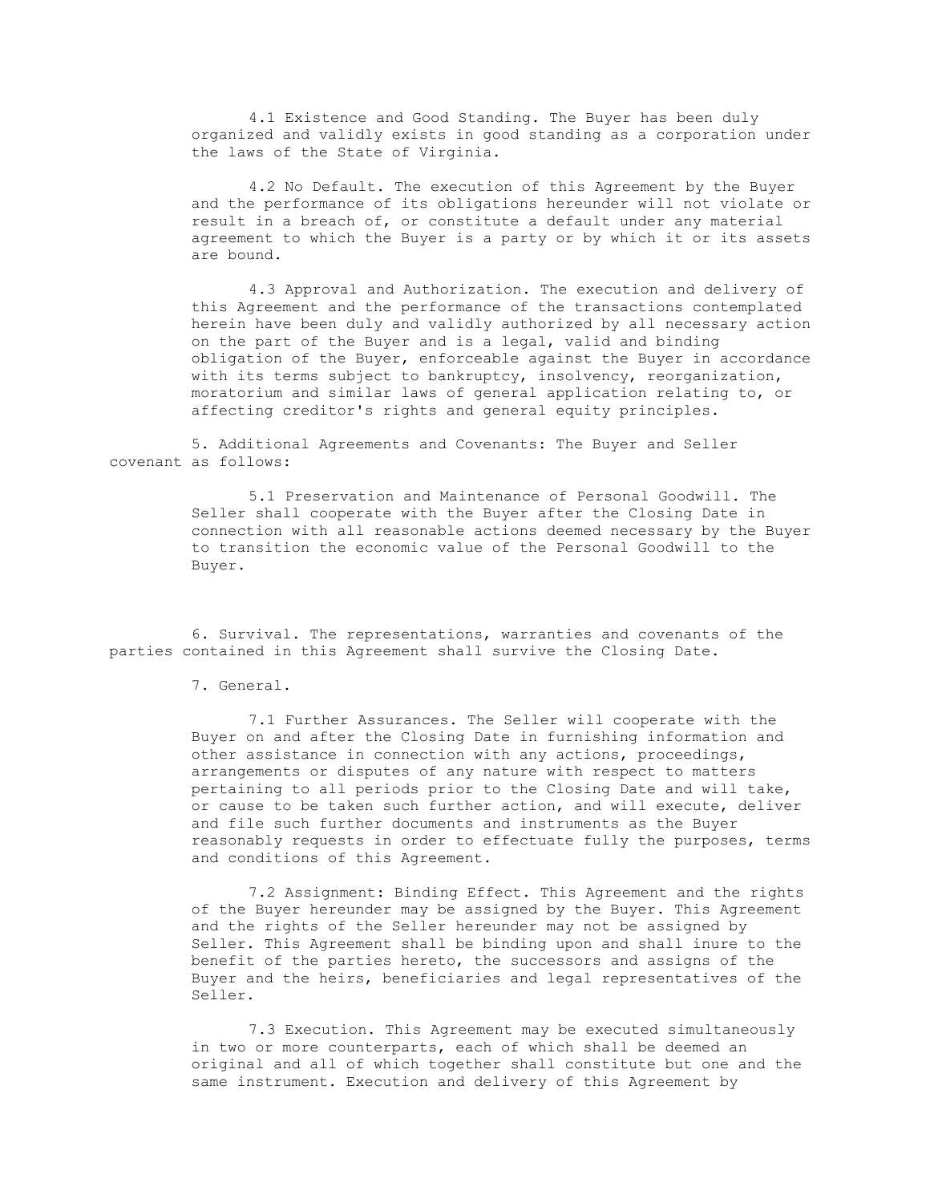4.1 Existence and Good Standing. The Buyer has been duly organized and validly exists in good standing as a corporation under the laws of the State of Virginia.

4.2 No Default. The execution of this Agreement by the Buyer and the performance of its obligations hereunder will not violate or result in a breach of, or constitute a default under any material agreement to which the Buyer is a party or by which it or its assets are bound.

4.3 Approval and Authorization. The execution and delivery of this Agreement and the performance of the transactions contemplated herein have been duly and validly authorized by all necessary action on the part of the Buyer and is a legal, valid and binding obligation of the Buyer, enforceable against the Buyer in accordance with its terms subject to bankruptcy, insolvency, reorganization, moratorium and similar laws of general application relating to, or affecting creditor's rights and general equity principles.

5. Additional Agreements and Covenants: The Buyer and Seller covenant as follows:

5.1 Preservation and Maintenance of Personal Goodwill. The Seller shall cooperate with the Buyer after the Closing Date in connection with all reasonable actions deemed necessary by the Buyer to transition the economic value of the Personal Goodwill to the Buyer.

6. Survival. The representations, warranties and covenants of the parties contained in this Agreement shall survive the Closing Date.

7. General.

7.1 Further Assurances. The Seller will cooperate with the Buyer on and after the Closing Date in furnishing information and other assistance in connection with any actions, proceedings, arrangements or disputes of any nature with respect to matters pertaining to all periods prior to the Closing Date and will take, or cause to be taken such further action, and will execute, deliver and file such further documents and instruments as the Buyer reasonably requests in order to effectuate fully the purposes, terms and conditions of this Agreement.

7.2 Assignment: Binding Effect. This Agreement and the rights of the Buyer hereunder may be assigned by the Buyer. This Agreement and the rights of the Seller hereunder may not be assigned by Seller. This Agreement shall be binding upon and shall inure to the benefit of the parties hereto, the successors and assigns of the Buyer and the heirs, beneficiaries and legal representatives of the Seller.

7.3 Execution. This Agreement may be executed simultaneously in two or more counterparts, each of which shall be deemed an original and all of which together shall constitute but one and the same instrument. Execution and delivery of this Agreement by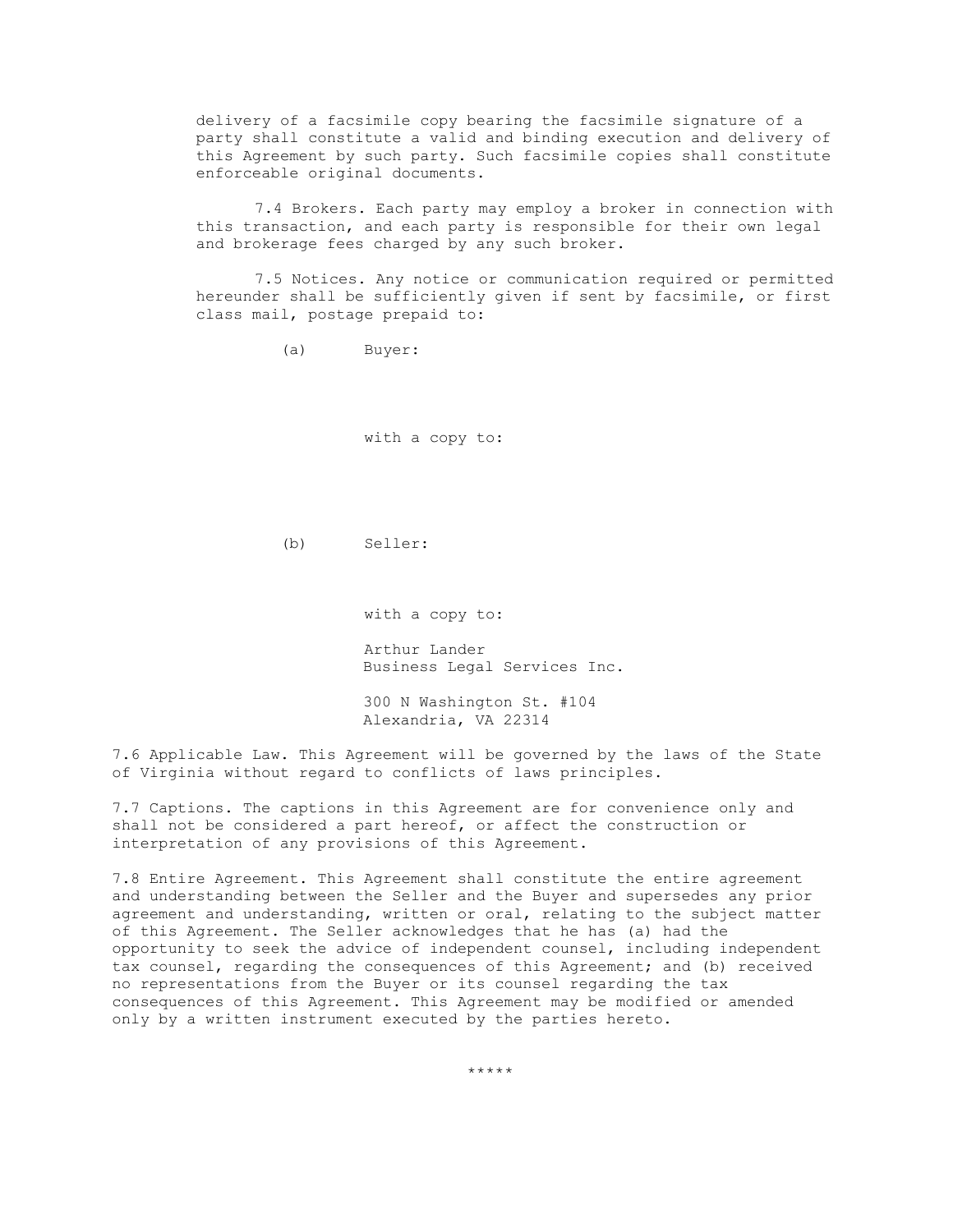delivery of a facsimile copy bearing the facsimile signature of a party shall constitute a valid and binding execution and delivery of this Agreement by such party. Such facsimile copies shall constitute enforceable original documents.

7.4 Brokers. Each party may employ a broker in connection with this transaction, and each party is responsible for their own legal and brokerage fees charged by any such broker.

7.5 Notices. Any notice or communication required or permitted hereunder shall be sufficiently given if sent by facsimile, or first class mail, postage prepaid to:

(a) Buyer:

with a copy to:

(b) Seller:

with a copy to:

Arthur Lander
Business Legal Services Inc.

300 N Washington St. #104
Alexandria, VA 22314

7.6 Applicable Law. This Agreement will be governed by the laws of the State of Virginia without regard to conflicts of laws principles.

7.7 Captions. The captions in this Agreement are for convenience only and shall not be considered a part hereof, or affect the construction or interpretation of any provisions of this Agreement.

7.8 Entire Agreement. This Agreement shall constitute the entire agreement and understanding between the Seller and the Buyer and supersedes any prior agreement and understanding, written or oral, relating to the subject matter of this Agreement. The Seller acknowledges that he has (a) had the opportunity to seek the advice of independent counsel, including independent tax counsel, regarding the consequences of this Agreement; and (b) received no representations from the Buyer or its counsel regarding the tax consequences of this Agreement. This Agreement may be modified or amended only by a written instrument executed by the parties hereto.

*****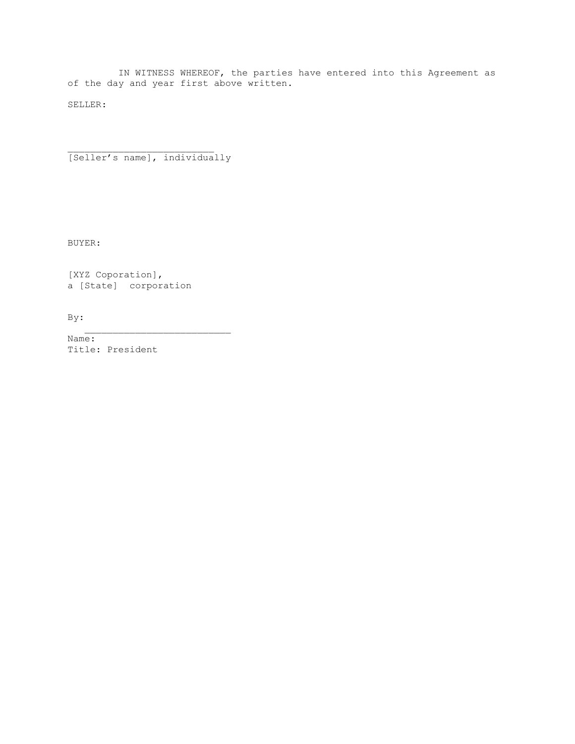IN WITNESS WHEREOF, the parties have entered into this Agreement as of the day and year first above written.

SELLER:

___________________________
[Seller’s name], individually

BUYER:

[XYZ Coporation],
a [State] corporation

By: ___________________________
Name:
Title: President